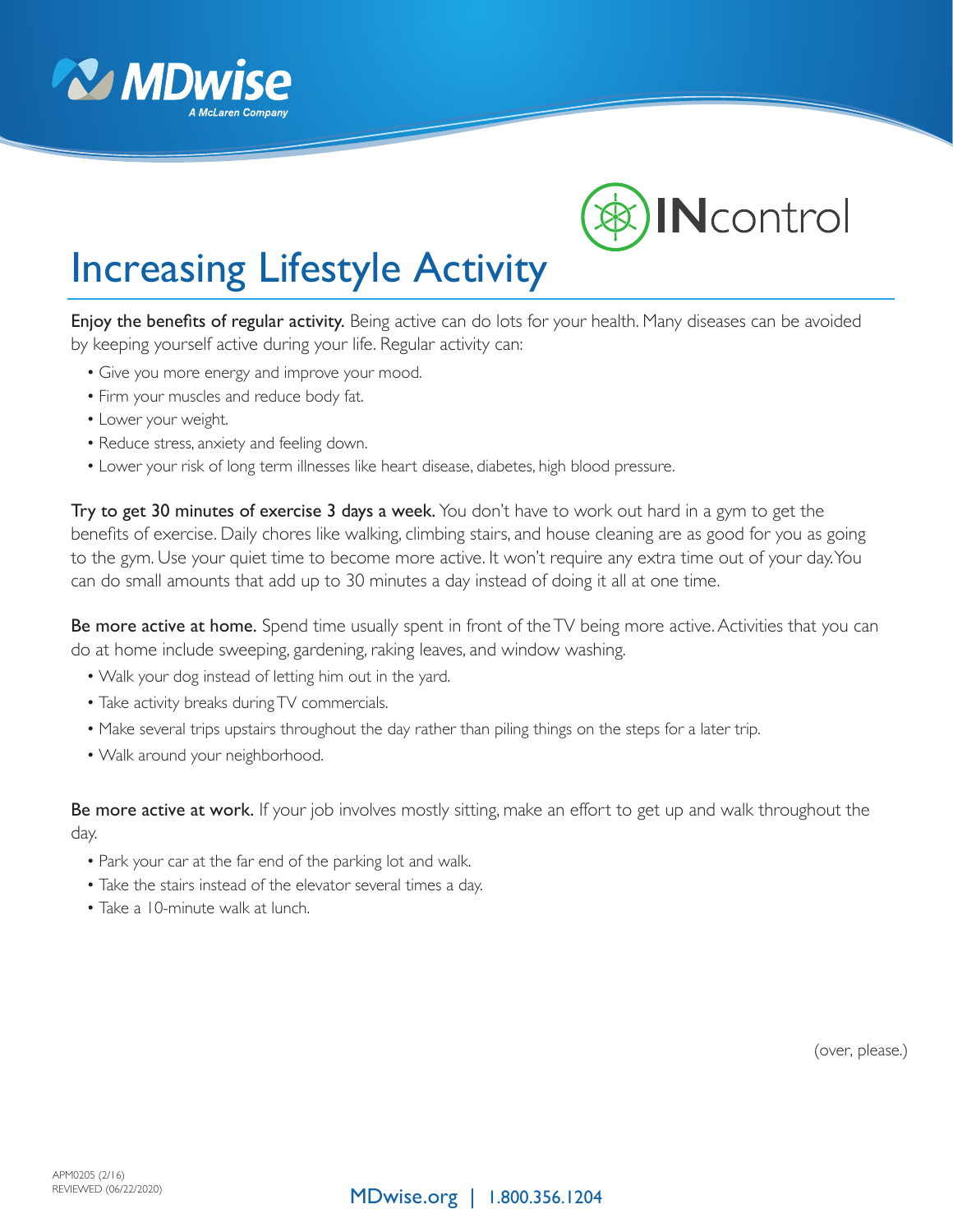MDwise
A McLaren Company

INcontrol

# Increasing Lifestyle Activity

**Enjoy the benefits of regular activity.** Being active can do lots for your health. Many diseases can be avoided by keeping yourself active during your life. Regular activity can:

- Give you more energy and improve your mood.
- Firm your muscles and reduce body fat.
- Lower your weight.
- Reduce stress, anxiety and feeling down.
- Lower your risk of long term illnesses like heart disease, diabetes, high blood pressure.

**Try to get 30 minutes of exercise 3 days a week.** You don't have to work out hard in a gym to get the benefits of exercise. Daily chores like walking, climbing stairs, and house cleaning are as good for you as going to the gym. Use your quiet time to become more active. It won't require any extra time out of your day. You can do small amounts that add up to 30 minutes a day instead of doing it all at one time.

**Be more active at home.** Spend time usually spent in front of the TV being more active. Activities that you can do at home include sweeping, gardening, raking leaves, and window washing.

- Walk your dog instead of letting him out in the yard.
- Take activity breaks during TV commercials.
- Make several trips upstairs throughout the day rather than piling things on the steps for a later trip.
- Walk around your neighborhood.

**Be more active at work.** If your job involves mostly sitting, make an effort to get up and walk throughout the day.

- Park your car at the far end of the parking lot and walk.
- Take the stairs instead of the elevator several times a day.
- Take a 10-minute walk at lunch.

(over, please.)

APM0205 (2/16)
REVIEWED (06/22/2020)

MDwise.org | 1.800.356.1204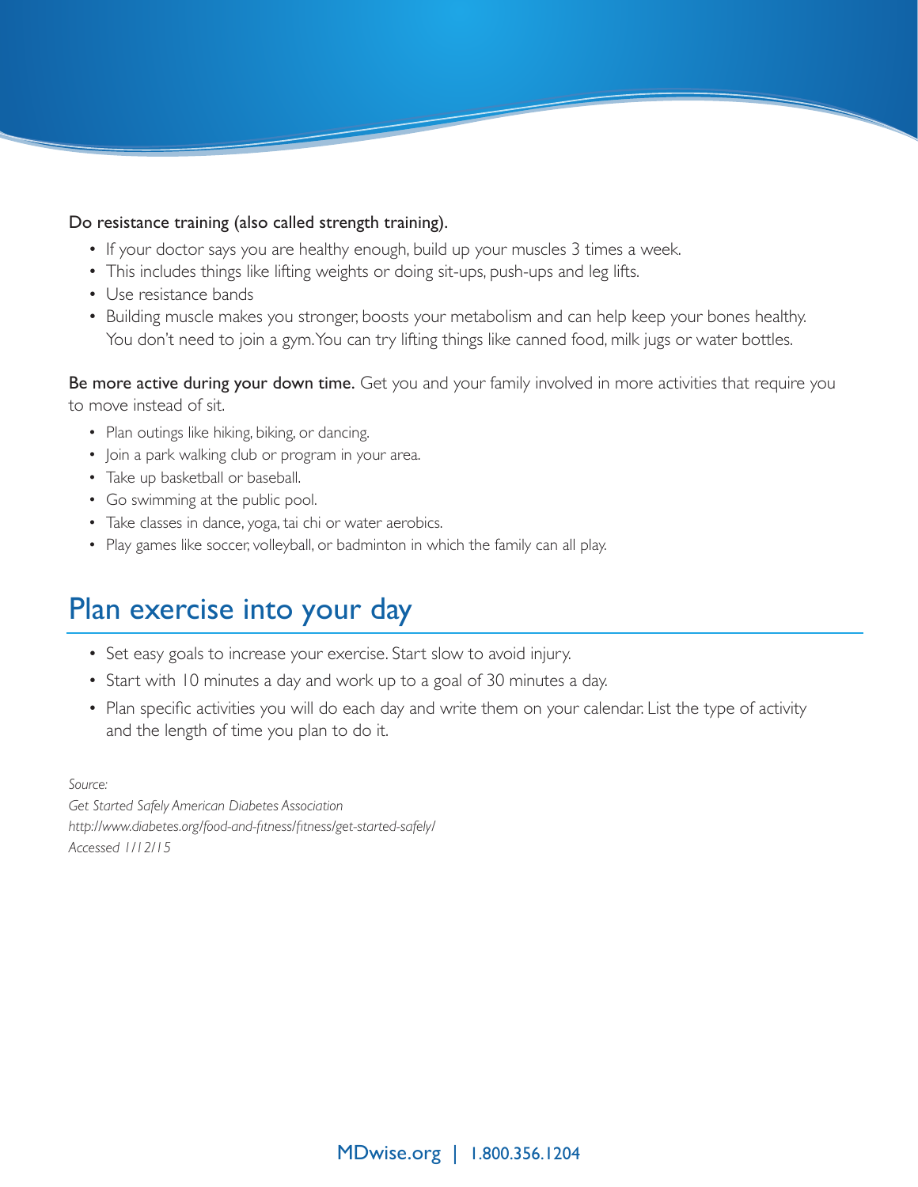**Do resistance training (also called strength training).**

- If your doctor says you are healthy enough, build up your muscles 3 times a week.
- This includes things like lifting weights or doing sit-ups, push-ups and leg lifts.
- Use resistance bands
- Building muscle makes you stronger, boosts your metabolism and can help keep your bones healthy. You don't need to join a gym. You can try lifting things like canned food, milk jugs or water bottles.

**Be more active during your down time.** Get you and your family involved in more activities that require you to move instead of sit.

- Plan outings like hiking, biking, or dancing.
- Join a park walking club or program in your area.
- Take up basketball or baseball.
- Go swimming at the public pool.
- Take classes in dance, yoga, tai chi or water aerobics.
- Play games like soccer, volleyball, or badminton in which the family can all play.

## Plan exercise into your day

- Set easy goals to increase your exercise. Start slow to avoid injury.
- Start with 10 minutes a day and work up to a goal of 30 minutes a day.
- Plan specific activities you will do each day and write them on your calendar. List the type of activity and the length of time you plan to do it.

*Source:*
*Get Started Safely American Diabetes Association*
*http://www.diabetes.org/food-and-fitness/fitness/get-started-safely/*
*Accessed 1/12/15*

MDwise.org | 1.800.356.1204